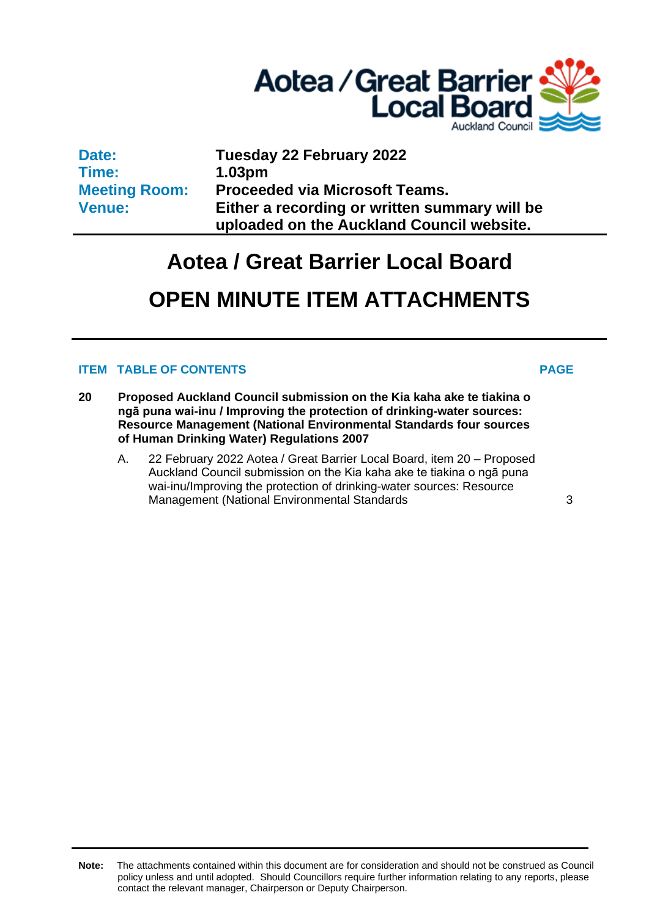Aotea / Great Barrier Local Board
Auckland Council

| | |
|---|---|
| **Date:** | **Tuesday 22 February 2022** |
| **Time:** | **1.03pm** |
| **Meeting Room:** | **Proceeded via Microsoft Teams.** |
| **Venue:** | **Either a recording or written summary will be uploaded on the Auckland Council website.** |

# Aotea / Great Barrier Local Board

# OPEN MINUTE ITEM ATTACHMENTS

| ITEM | TABLE OF CONTENTS | PAGE |
|---|---|---|
| **20** | **Proposed Auckland Council submission on the Kia kaha ake te tiakina o ngā puna wai-inu / Improving the protection of drinking-water sources: Resource Management (National Environmental Standards four sources of Human Drinking Water) Regulations 2007** | |
| | A. 22 February 2022 Aotea / Great Barrier Local Board, item 20 – Proposed Auckland Council submission on the Kia kaha ake te tiakina o ngā puna wai-inu/Improving the protection of drinking-water sources: Resource Management (National Environmental Standards | 3 |

**Note:** The attachments contained within this document are for consideration and should not be construed as Council policy unless and until adopted. Should Councillors require further information relating to any reports, please contact the relevant manager, Chairperson or Deputy Chairperson.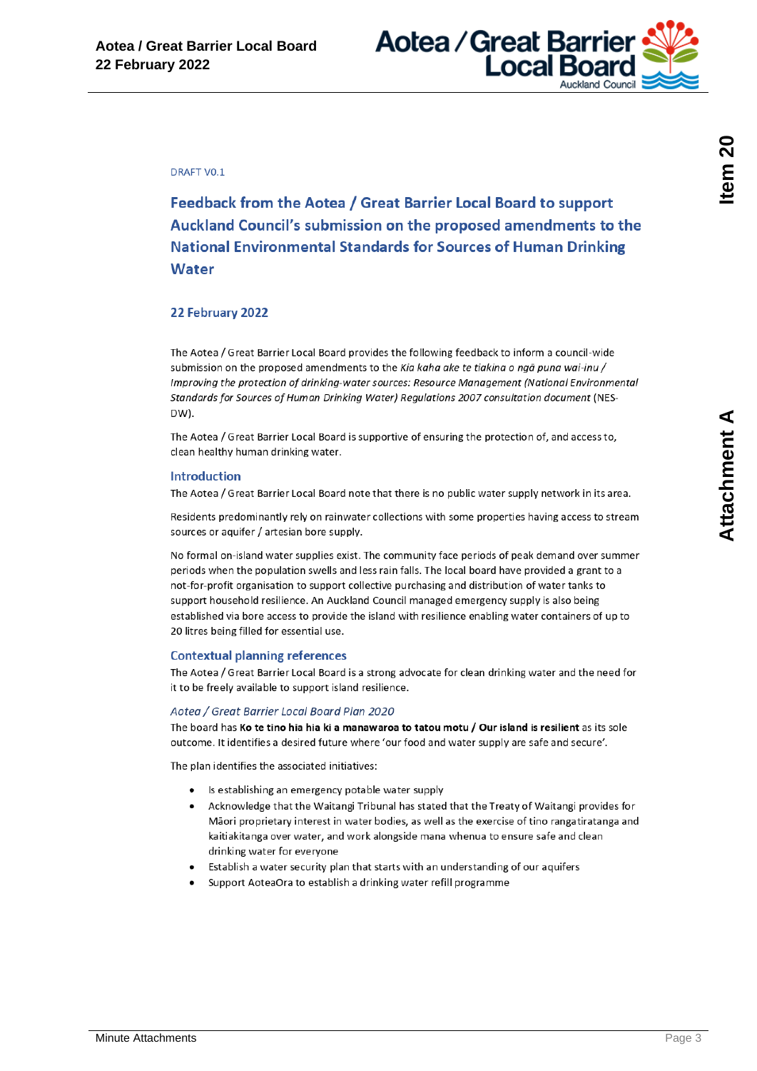DRAFT V0.1

# Feedback from the Aotea / Great Barrier Local Board to support Auckland Council's submission on the proposed amendments to the National Environmental Standards for Sources of Human Drinking Water

## 22 February 2022

The Aotea / Great Barrier Local Board provides the following feedback to inform a council-wide submission on the proposed amendments to the *Kia kaha ake te tiakina o ngā puna wai-inu / Improving the protection of drinking-water sources: Resource Management (National Environmental Standards for Sources of Human Drinking Water) Regulations 2007 consultation document* (NES-DW).

The Aotea / Great Barrier Local Board is supportive of ensuring the protection of, and access to, clean healthy human drinking water.

### Introduction

The Aotea / Great Barrier Local Board note that there is no public water supply network in its area.

Residents predominantly rely on rainwater collections with some properties having access to stream sources or aquifer / artesian bore supply.

No formal on-island water supplies exist. The community face periods of peak demand over summer periods when the population swells and less rain falls. The local board have provided a grant to a not-for-profit organisation to support collective purchasing and distribution of water tanks to support household resilience. An Auckland Council managed emergency supply is also being established via bore access to provide the island with resilience enabling water containers of up to 20 litres being filled for essential use.

### Contextual planning references

The Aotea / Great Barrier Local Board is a strong advocate for clean drinking water and the need for it to be freely available to support island resilience.

#### *Aotea / Great Barrier Local Board Plan 2020*

The board has **Ko te tino hia hia ki a manawaroa to tatou motu / Our island is resilient** as its sole outcome. It identifies a desired future where 'our food and water supply are safe and secure'.

The plan identifies the associated initiatives:

- Is establishing an emergency potable water supply
- Acknowledge that the Waitangi Tribunal has stated that the Treaty of Waitangi provides for Māori proprietary interest in water bodies, as well as the exercise of tino rangatiratanga and kaitiakitanga over water, and work alongside mana whenua to ensure safe and clean drinking water for everyone
- Establish a water security plan that starts with an understanding of our aquifers
- Support AoteaOra to establish a drinking water refill programme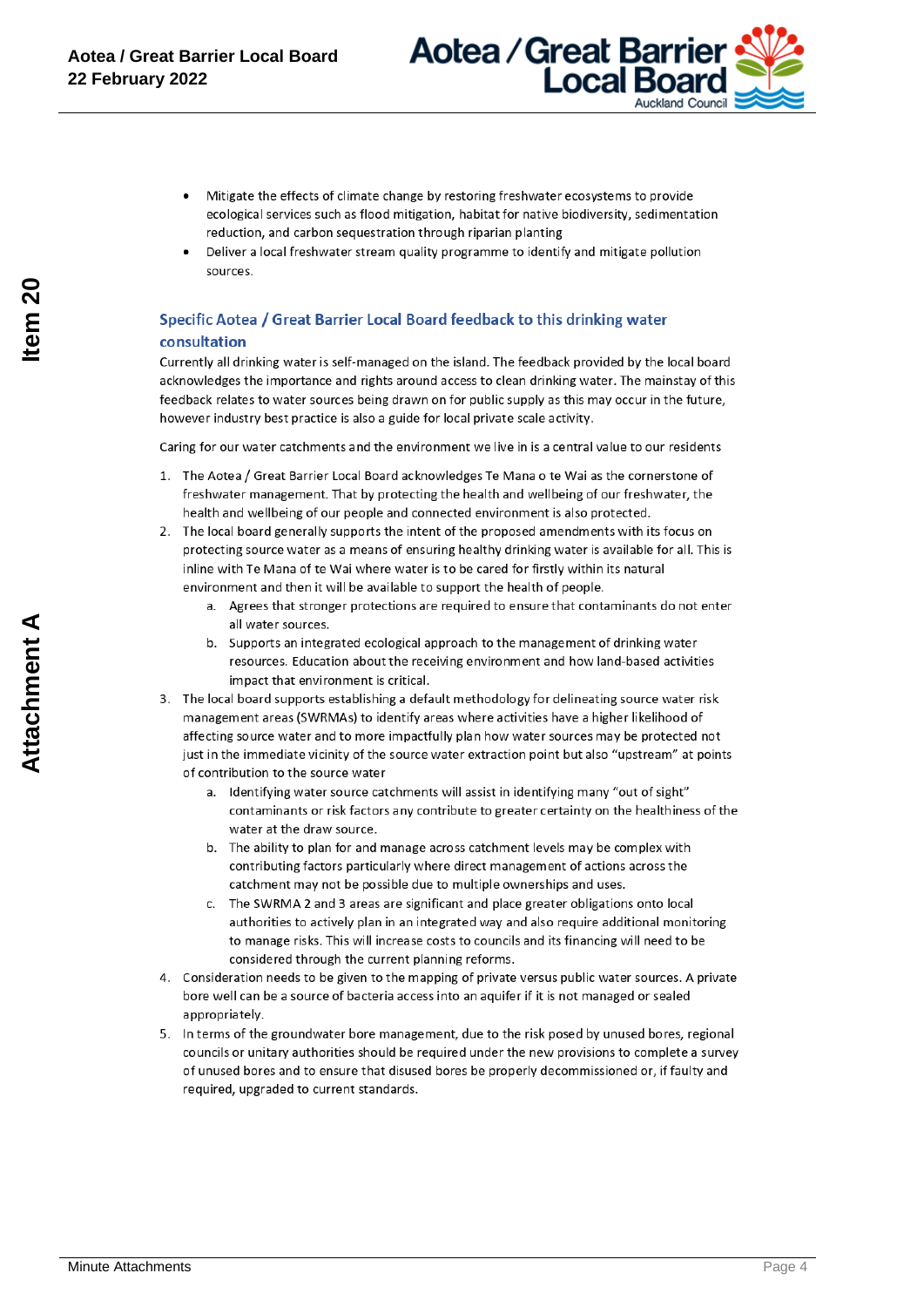- Mitigate the effects of climate change by restoring freshwater ecosystems to provide ecological services such as flood mitigation, habitat for native biodiversity, sedimentation reduction, and carbon sequestration through riparian planting
- Deliver a local freshwater stream quality programme to identify and mitigate pollution sources.

## Specific Aotea / Great Barrier Local Board feedback to this drinking water consultation

Currently all drinking water is self-managed on the island. The feedback provided by the local board acknowledges the importance and rights around access to clean drinking water. The mainstay of this feedback relates to water sources being drawn on for public supply as this may occur in the future, however industry best practice is also a guide for local private scale activity.

Caring for our water catchments and the environment we live in is a central value to our residents

1. The Aotea / Great Barrier Local Board acknowledges Te Mana o te Wai as the cornerstone of freshwater management. That by protecting the health and wellbeing of our freshwater, the health and wellbeing of our people and connected environment is also protected.
2. The local board generally supports the intent of the proposed amendments with its focus on protecting source water as a means of ensuring healthy drinking water is available for all. This is inline with Te Mana of te Wai where water is to be cared for firstly within its natural environment and then it will be available to support the health of people.
   a. Agrees that stronger protections are required to ensure that contaminants do not enter all water sources.
   b. Supports an integrated ecological approach to the management of drinking water resources. Education about the receiving environment and how land-based activities impact that environment is critical.
3. The local board supports establishing a default methodology for delineating source water risk management areas (SWRMAs) to identify areas where activities have a higher likelihood of affecting source water and to more impactfully plan how water sources may be protected not just in the immediate vicinity of the source water extraction point but also "upstream" at points of contribution to the source water
   a. Identifying water source catchments will assist in identifying many "out of sight" contaminants or risk factors any contribute to greater certainty on the healthiness of the water at the draw source.
   b. The ability to plan for and manage across catchment levels may be complex with contributing factors particularly where direct management of actions across the catchment may not be possible due to multiple ownerships and uses.
   c. The SWRMA 2 and 3 areas are significant and place greater obligations onto local authorities to actively plan in an integrated way and also require additional monitoring to manage risks. This will increase costs to councils and its financing will need to be considered through the current planning reforms.
4. Consideration needs to be given to the mapping of private versus public water sources. A private bore well can be a source of bacteria access into an aquifer if it is not managed or sealed appropriately.
5. In terms of the groundwater bore management, due to the risk posed by unused bores, regional councils or unitary authorities should be required under the new provisions to complete a survey of unused bores and to ensure that disused bores be properly decommissioned or, if faulty and required, upgraded to current standards.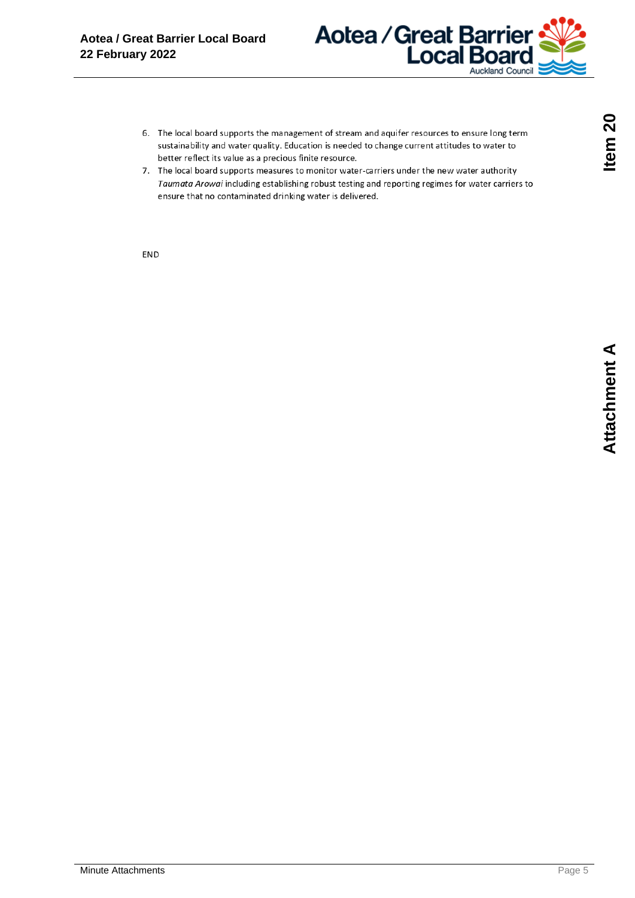6. The local board supports the management of stream and aquifer resources to ensure long term sustainability and water quality. Education is needed to change current attitudes to water to better reflect its value as a precious finite resource.
7. The local board supports measures to monitor water-carriers under the new water authority *Taumata Arowai* including establishing robust testing and reporting regimes for water carriers to ensure that no contaminated drinking water is delivered.

END